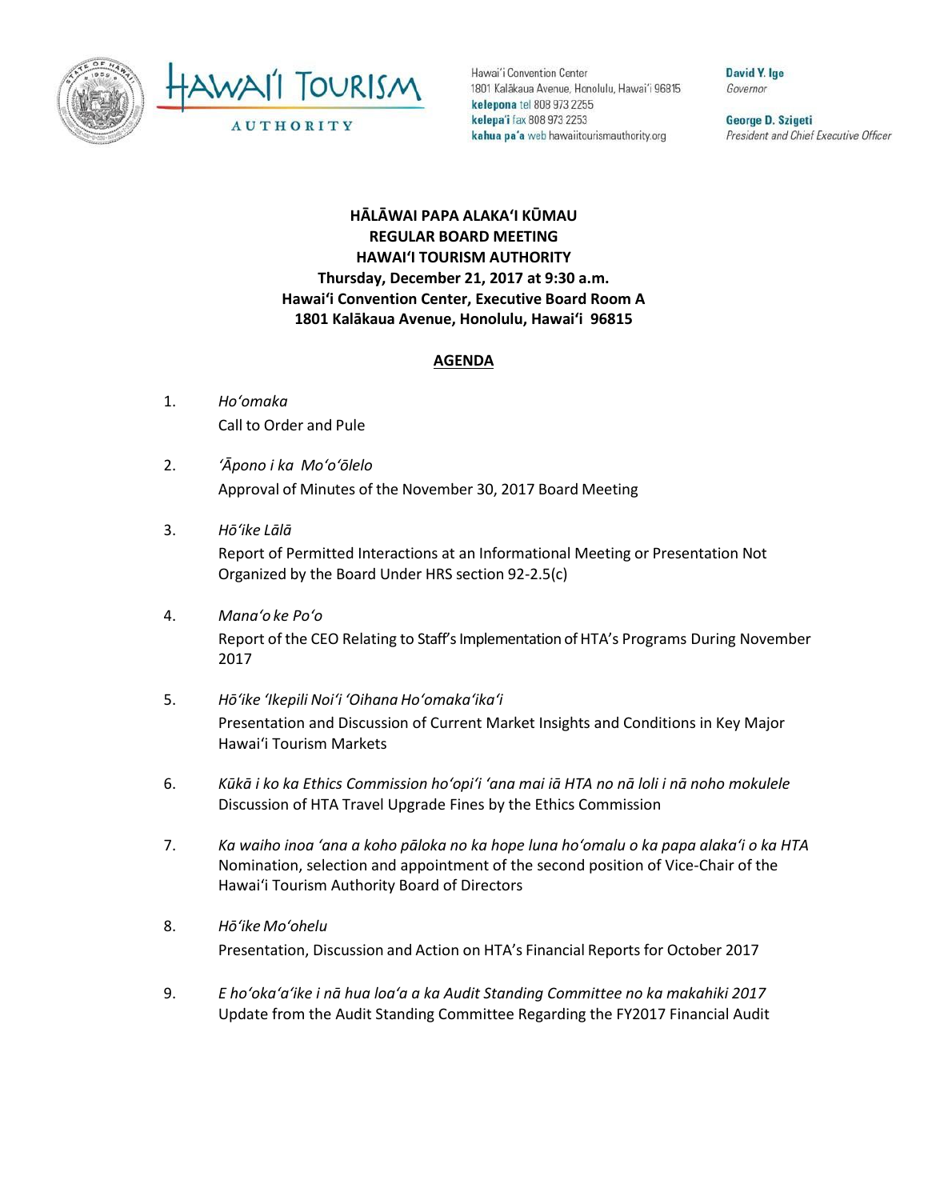Hawaiʻi Convention Center
1801 Kalākaua Avenue, Honolulu, Hawaiʻi 96815
**kelepona** tel 808 973 2255
**kelepaʻi** fax 808 973 2253
**kahua paʻa** web hawaiitourismauthority.org

**David Y. Ige**
*Governor*

**George D. Szigeti**
*President and Chief Executive Officer*

**HĀLĀWAI PAPA ALAKAʻI KŪMAU**
**REGULAR BOARD MEETING**
**HAWAIʻI TOURISM AUTHORITY**
**Thursday, December 21, 2017 at 9:30 a.m.**
**Hawaiʻi Convention Center, Executive Board Room A**
**1801 Kalākaua Avenue, Honolulu, Hawaiʻi 96815**

## AGENDA

1. *Hoʻomaka*
   Call to Order and Pule

2. *ʻĀpono i ka Moʻoʻōlelo*
   Approval of Minutes of the November 30, 2017 Board Meeting

3. *Hōʻike Lālā*
   Report of Permitted Interactions at an Informational Meeting or Presentation Not Organized by the Board Under HRS section 92-2.5(c)

4. *Manaʻo ke Poʻo*
   Report of the CEO Relating to Staff's Implementation of HTA's Programs During November 2017

5. *Hōʻike ʻIkepili Noiʻi ʻOihana Hoʻomakaʻikaʻi*
   Presentation and Discussion of Current Market Insights and Conditions in Key Major Hawaiʻi Tourism Markets

6. *Kūkā i ko ka Ethics Commission hoʻopiʻi ʻana mai iā HTA no nā loli i nā noho mokulele*
   Discussion of HTA Travel Upgrade Fines by the Ethics Commission

7. *Ka waiho inoa ʻana a koho pāloka no ka hope luna hoʻomalu o ka papa alakaʻi o ka HTA*
   Nomination, selection and appointment of the second position of Vice-Chair of the Hawaiʻi Tourism Authority Board of Directors

8. *Hōʻike Moʻohelu*
   Presentation, Discussion and Action on HTA's Financial Reports for October 2017

9. *E hoʻokaʻaʻike i nā hua loaʻa a ka Audit Standing Committee no ka makahiki 2017*
   Update from the Audit Standing Committee Regarding the FY2017 Financial Audit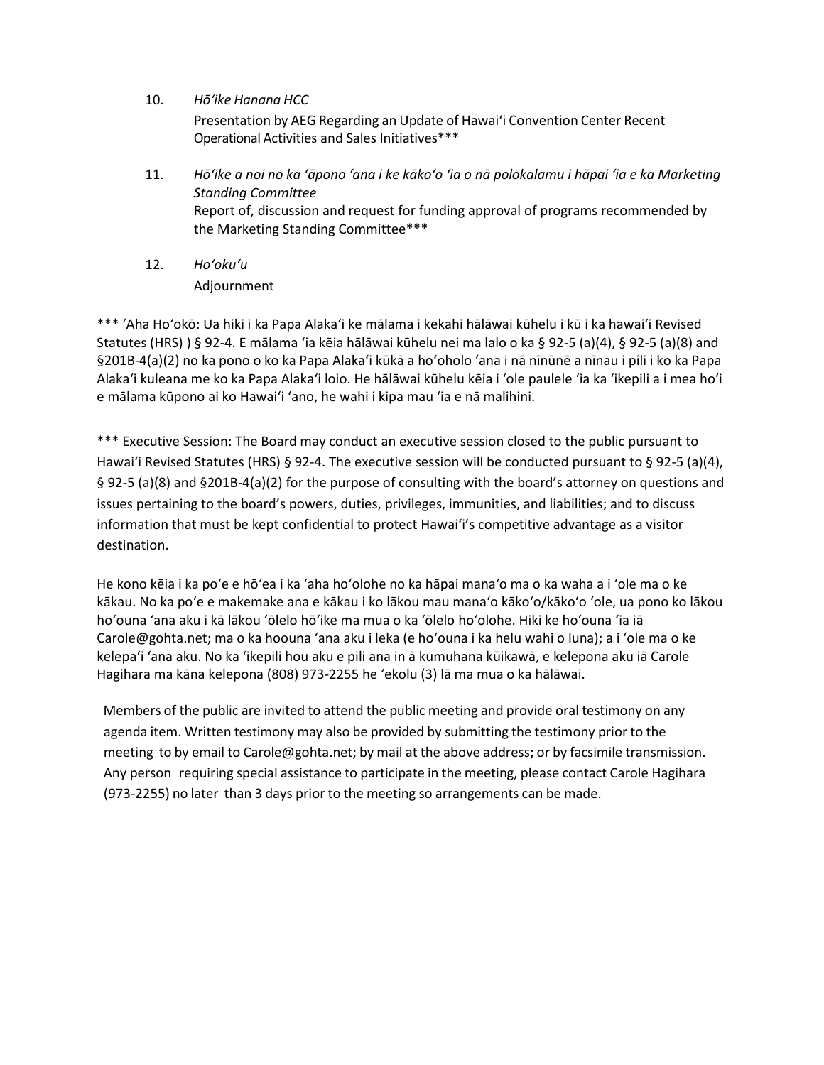10. *Hōʻike Hanana HCC*

    Presentation by AEG Regarding an Update of Hawaiʻi Convention Center Recent Operational Activities and Sales Initiatives***

11. *Hōʻike a noi no ka ʻāpono ʻana i ke kākoʻo ʻia o nā polokalamu i hāpai ʻia e ka Marketing Standing Committee*

    Report of, discussion and request for funding approval of programs recommended by the Marketing Standing Committee***

12. *Hoʻokuʻu*

    Adjournment

*** ʻAha Hoʻokō: Ua hiki i ka Papa Alakaʻi ke mālama i kekahi hālāwai kūhelu i kū i ka hawaiʻi Revised Statutes (HRS) ) § 92-4. E mālama ʻia kēia hālāwai kūhelu nei ma lalo o ka § 92-5 (a)(4), § 92-5 (a)(8) and §201B-4(a)(2) no ka pono o ko ka Papa Alakaʻi kūkā a hoʻoholo ʻana i nā nīnūnē a nīnau i pili i ko ka Papa Alakaʻi kuleana me ko ka Papa Alakaʻi loio. He hālāwai kūhelu kēia i ʻole paulele ʻia ka ʻikepili a i mea hoʻi e mālama kūpono ai ko Hawaiʻi ʻano, he wahi i kipa mau ʻia e nā malihini.

*** Executive Session: The Board may conduct an executive session closed to the public pursuant to Hawaiʻi Revised Statutes (HRS) § 92-4. The executive session will be conducted pursuant to § 92-5 (a)(4), § 92-5 (a)(8) and §201B-4(a)(2) for the purpose of consulting with the board's attorney on questions and issues pertaining to the board's powers, duties, privileges, immunities, and liabilities; and to discuss information that must be kept confidential to protect Hawaiʻi's competitive advantage as a visitor destination.

He kono kēia i ka poʻe e hōʻea i ka ʻaha hoʻolohe no ka hāpai manaʻo ma o ka waha a i ʻole ma o ke kākau. No ka poʻe e makemake ana e kākau i ko lākou mau manaʻo kākoʻo/kākoʻo ʻole, ua pono ko lākou hoʻouna ʻana aku i kā lākou ʻōlelo hōʻike ma mua o ka ʻōlelo hoʻolohe. Hiki ke hoʻouna ʻia iā Carole@gohta.net; ma o ka hoouna ʻana aku i leka (e hoʻouna i ka helu wahi o luna); a i ʻole ma o ke kelepaʻi ʻana aku. No ka ʻikepili hou aku e pili ana in ā kumuhana kūikawā, e kelepona aku iā Carole Hagihara ma kāna kelepona (808) 973-2255 he ʻekolu (3) lā ma mua o ka hālāwai.

Members of the public are invited to attend the public meeting and provide oral testimony on any agenda item. Written testimony may also be provided by submitting the testimony prior to the meeting to by email to Carole@gohta.net; by mail at the above address; or by facsimile transmission. Any person requiring special assistance to participate in the meeting, please contact Carole Hagihara (973-2255) no later than 3 days prior to the meeting so arrangements can be made.